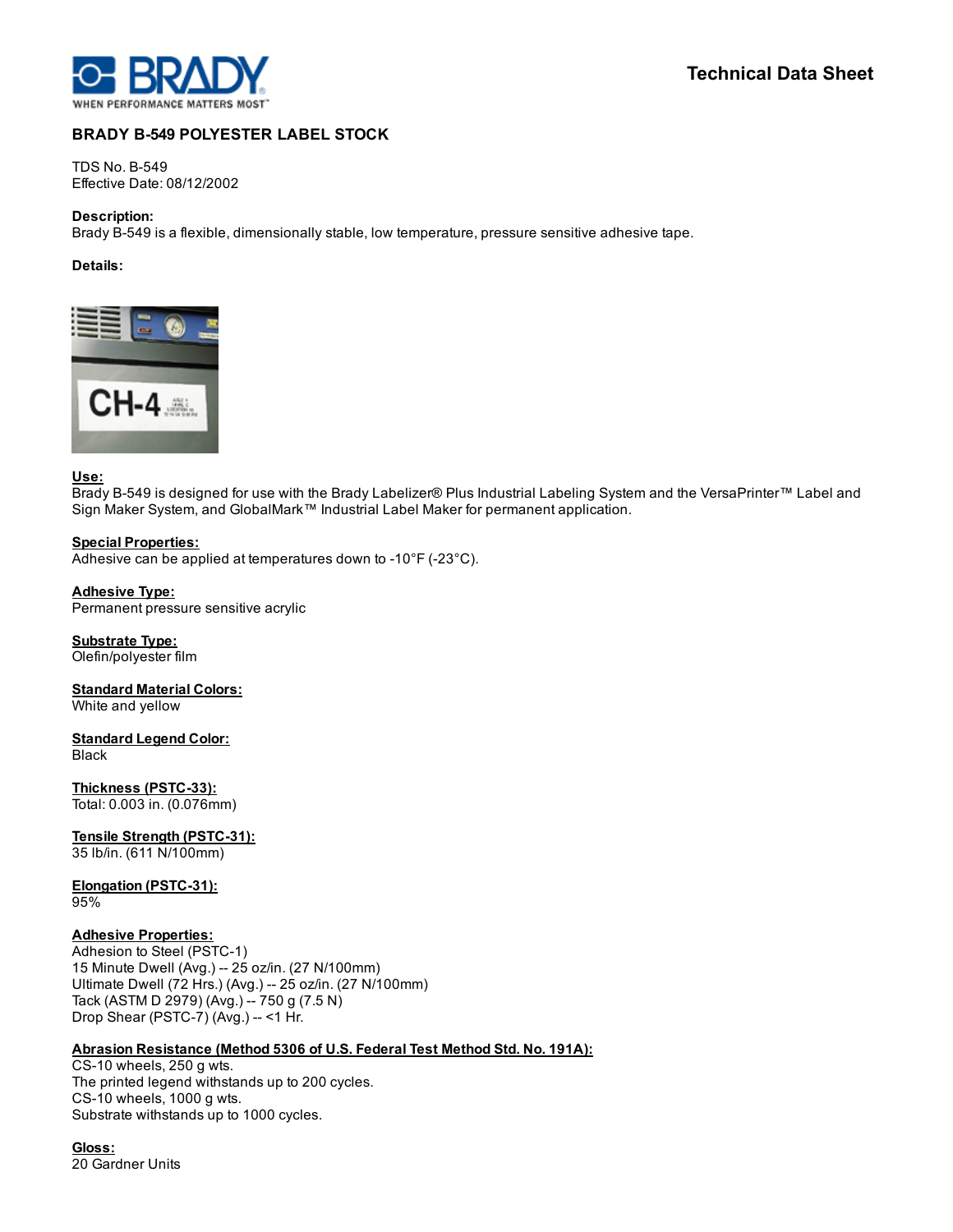Technical Data Sheet

# BRADY B-549 POLYESTER LABEL STOCK

TDS No. B-549
Effective Date: 08/12/2002

**Description:**
Brady B-549 is a flexible, dimensionally stable, low temperature, pressure sensitive adhesive tape.

**Details:**

**Use:**
Brady B-549 is designed for use with the Brady Labelizer® Plus Industrial Labeling System and the VersaPrinter™ Label and Sign Maker System, and GlobalMark™ Industrial Label Maker for permanent application.

**Special Properties:**
Adhesive can be applied at temperatures down to -10°F (-23°C).

**Adhesive Type:**
Permanent pressure sensitive acrylic

**Substrate Type:**
Olefin/polyester film

**Standard Material Colors:**
White and yellow

**Standard Legend Color:**
Black

**Thickness (PSTC-33):**
Total: 0.003 in. (0.076mm)

**Tensile Strength (PSTC-31):**
35 lb/in. (611 N/100mm)

**Elongation (PSTC-31):**
95%

**Adhesive Properties:**
Adhesion to Steel (PSTC-1)
15 Minute Dwell (Avg.) -- 25 oz/in. (27 N/100mm)
Ultimate Dwell (72 Hrs.) (Avg.) -- 25 oz/in. (27 N/100mm)
Tack (ASTM D 2979) (Avg.) -- 750 g (7.5 N)
Drop Shear (PSTC-7) (Avg.) -- <1 Hr.

**Abrasion Resistance (Method 5306 of U.S. Federal Test Method Std. No. 191A):**
CS-10 wheels, 250 g wts.
The printed legend withstands up to 200 cycles.
CS-10 wheels, 1000 g wts.
Substrate withstands up to 1000 cycles.

**Gloss:**
20 Gardner Units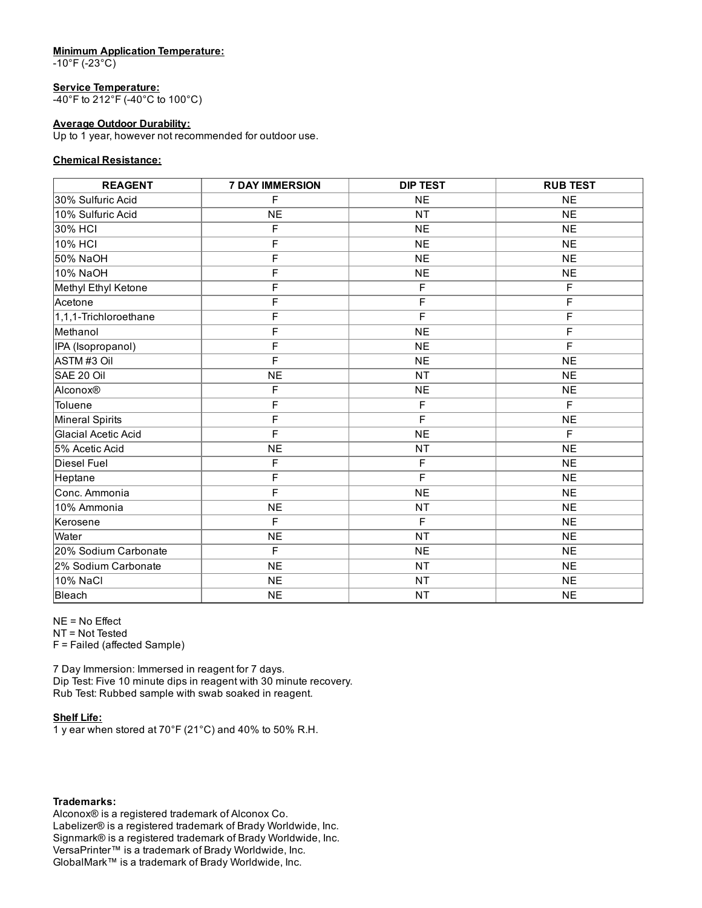**Minimum Application Temperature:**
-10°F (-23°C)

**Service Temperature:**
-40°F to 212°F (-40°C to 100°C)

**Average Outdoor Durability:**
Up to 1 year, however not recommended for outdoor use.

**Chemical Resistance:**

| REAGENT | 7 DAY IMMERSION | DIP TEST | RUB TEST |
|---|---|---|---|
| 30% Sulfuric Acid | F | NE | NE |
| 10% Sulfuric Acid | NE | NT | NE |
| 30% HCI | F | NE | NE |
| 10% HCI | F | NE | NE |
| 50% NaOH | F | NE | NE |
| 10% NaOH | F | NE | NE |
| Methyl Ethyl Ketone | F | F | F |
| Acetone | F | F | F |
| 1,1,1-Trichloroethane | F | F | F |
| Methanol | F | NE | F |
| IPA (Isopropanol) | F | NE | F |
| ASTM #3 Oil | F | NE | NE |
| SAE 20 Oil | NE | NT | NE |
| Alconox® | F | NE | NE |
| Toluene | F | F | F |
| Mineral Spirits | F | F | NE |
| Glacial Acetic Acid | F | NE | F |
| 5% Acetic Acid | NE | NT | NE |
| Diesel Fuel | F | F | NE |
| Heptane | F | F | NE |
| Conc. Ammonia | F | NE | NE |
| 10% Ammonia | NE | NT | NE |
| Kerosene | F | F | NE |
| Water | NE | NT | NE |
| 20% Sodium Carbonate | F | NE | NE |
| 2% Sodium Carbonate | NE | NT | NE |
| 10% NaCl | NE | NT | NE |
| Bleach | NE | NT | NE |

NE = No Effect
NT = Not Tested
F = Failed (affected Sample)

7 Day Immersion: Immersed in reagent for 7 days.
Dip Test: Five 10 minute dips in reagent with 30 minute recovery.
Rub Test: Rubbed sample with swab soaked in reagent.

**Shelf Life:**
1 y ear when stored at 70°F (21°C) and 40% to 50% R.H.

**Trademarks:**
Alconox® is a registered trademark of Alconox Co.
Labelizer® is a registered trademark of Brady Worldwide, Inc.
Signmark® is a registered trademark of Brady Worldwide, Inc.
VersaPrinter™ is a trademark of Brady Worldwide, Inc.
GlobalMark™ is a trademark of Brady Worldwide, Inc.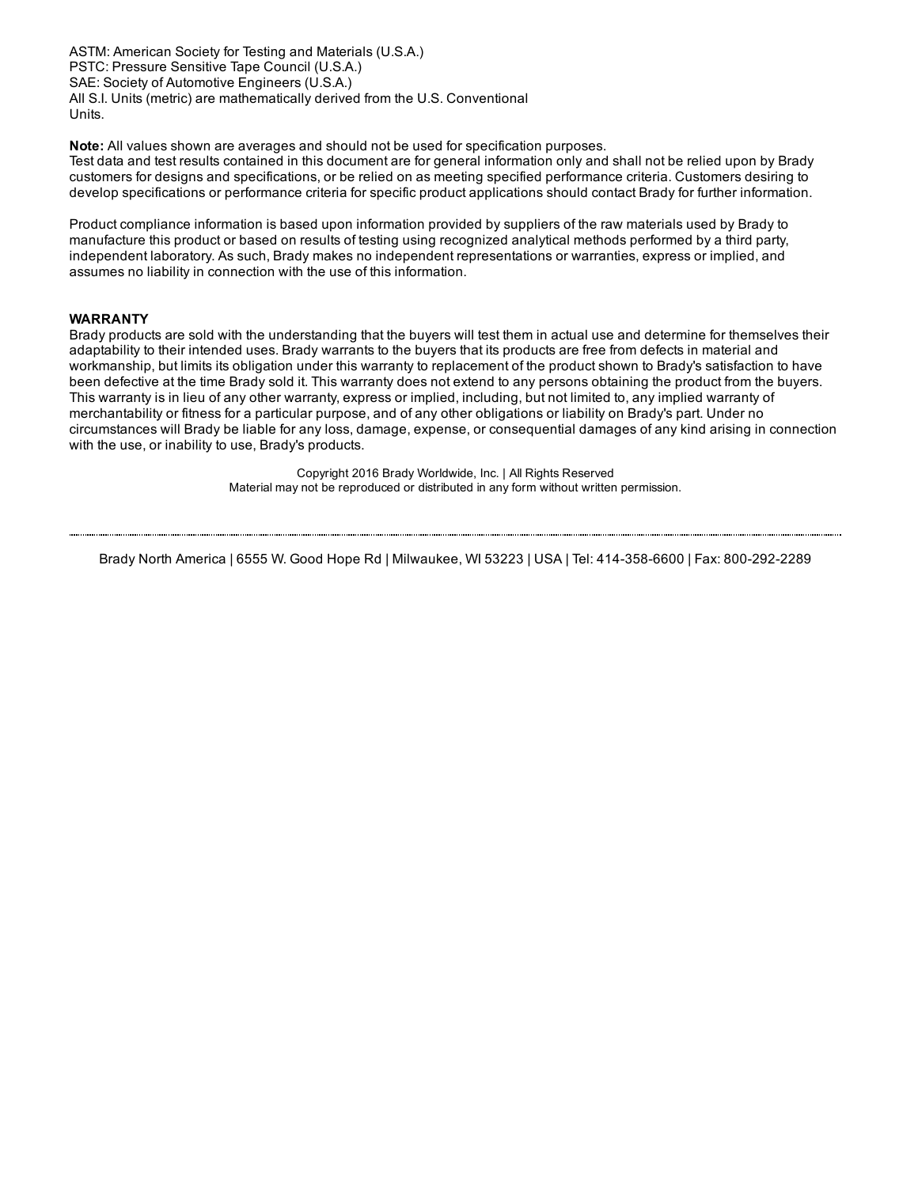ASTM: American Society for Testing and Materials (U.S.A.)
PSTC: Pressure Sensitive Tape Council (U.S.A.)
SAE: Society of Automotive Engineers (U.S.A.)
All S.I. Units (metric) are mathematically derived from the U.S. Conventional Units.

**Note:** All values shown are averages and should not be used for specification purposes.
Test data and test results contained in this document are for general information only and shall not be relied upon by Brady customers for designs and specifications, or be relied on as meeting specified performance criteria. Customers desiring to develop specifications or performance criteria for specific product applications should contact Brady for further information.

Product compliance information is based upon information provided by suppliers of the raw materials used by Brady to manufacture this product or based on results of testing using recognized analytical methods performed by a third party, independent laboratory. As such, Brady makes no independent representations or warranties, express or implied, and assumes no liability in connection with the use of this information.

**WARRANTY**

Brady products are sold with the understanding that the buyers will test them in actual use and determine for themselves their adaptability to their intended uses. Brady warrants to the buyers that its products are free from defects in material and workmanship, but limits its obligation under this warranty to replacement of the product shown to Brady's satisfaction to have been defective at the time Brady sold it. This warranty does not extend to any persons obtaining the product from the buyers. This warranty is in lieu of any other warranty, express or implied, including, but not limited to, any implied warranty of merchantability or fitness for a particular purpose, and of any other obligations or liability on Brady's part. Under no circumstances will Brady be liable for any loss, damage, expense, or consequential damages of any kind arising in connection with the use, or inability to use, Brady's products.

Copyright 2016 Brady Worldwide, Inc. | All Rights Reserved
Material may not be reproduced or distributed in any form without written permission.

---

Brady North America | 6555 W. Good Hope Rd | Milwaukee, WI 53223 | USA | Tel: 414-358-6600 | Fax: 800-292-2289